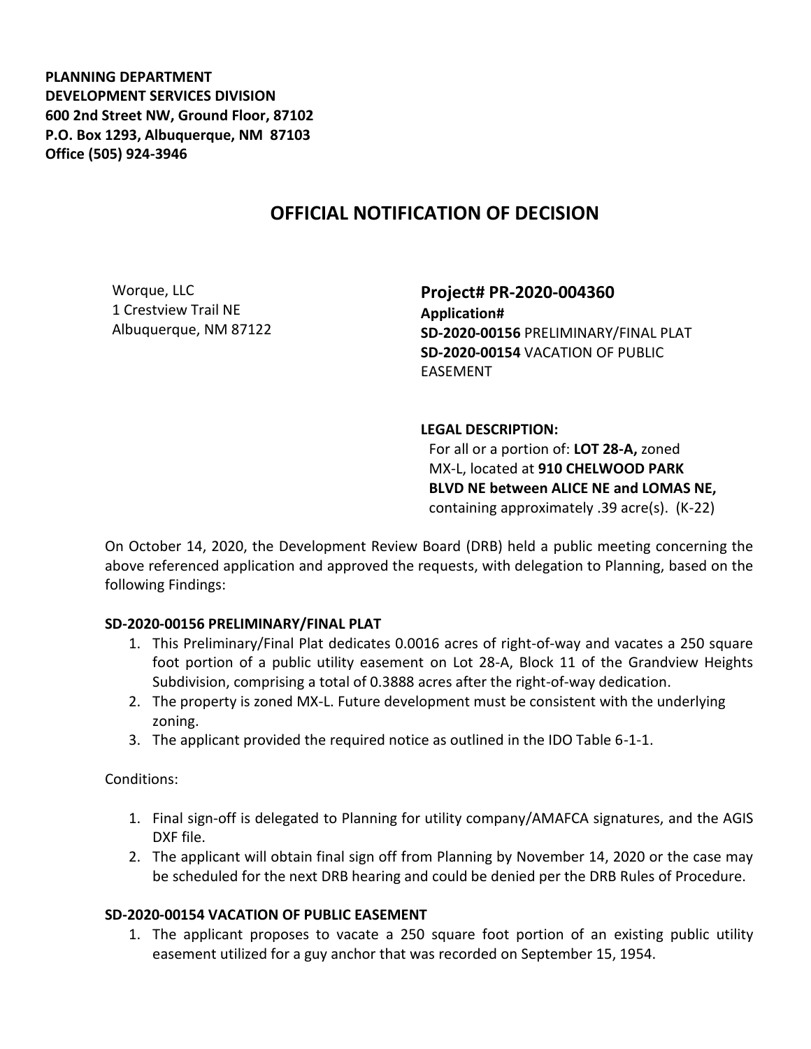**PLANNING DEPARTMENT**
**DEVELOPMENT SERVICES DIVISION**
**600 2nd Street NW, Ground Floor, 87102**
**P.O. Box 1293, Albuquerque, NM 87103**
**Office (505) 924-3946**

# OFFICIAL NOTIFICATION OF DECISION

Worque, LLC
1 Crestview Trail NE
Albuquerque, NM 87122

## Project# PR-2020-004360

**Application#**
**SD-2020-00156** PRELIMINARY/FINAL PLAT
**SD-2020-00154** VACATION OF PUBLIC EASEMENT

**LEGAL DESCRIPTION:**
For all or a portion of: **LOT 28-A,** zoned MX-L, located at **910 CHELWOOD PARK BLVD NE between ALICE NE and LOMAS NE,** containing approximately .39 acre(s). (K-22)

On October 14, 2020, the Development Review Board (DRB) held a public meeting concerning the above referenced application and approved the requests, with delegation to Planning, based on the following Findings:

### SD-2020-00156 PRELIMINARY/FINAL PLAT

1. This Preliminary/Final Plat dedicates 0.0016 acres of right-of-way and vacates a 250 square foot portion of a public utility easement on Lot 28-A, Block 11 of the Grandview Heights Subdivision, comprising a total of 0.3888 acres after the right-of-way dedication.
2. The property is zoned MX-L. Future development must be consistent with the underlying zoning.
3. The applicant provided the required notice as outlined in the IDO Table 6-1-1.

Conditions:

1. Final sign-off is delegated to Planning for utility company/AMAFCA signatures, and the AGIS DXF file.
2. The applicant will obtain final sign off from Planning by November 14, 2020 or the case may be scheduled for the next DRB hearing and could be denied per the DRB Rules of Procedure.

### SD-2020-00154 VACATION OF PUBLIC EASEMENT

1. The applicant proposes to vacate a 250 square foot portion of an existing public utility easement utilized for a guy anchor that was recorded on September 15, 1954.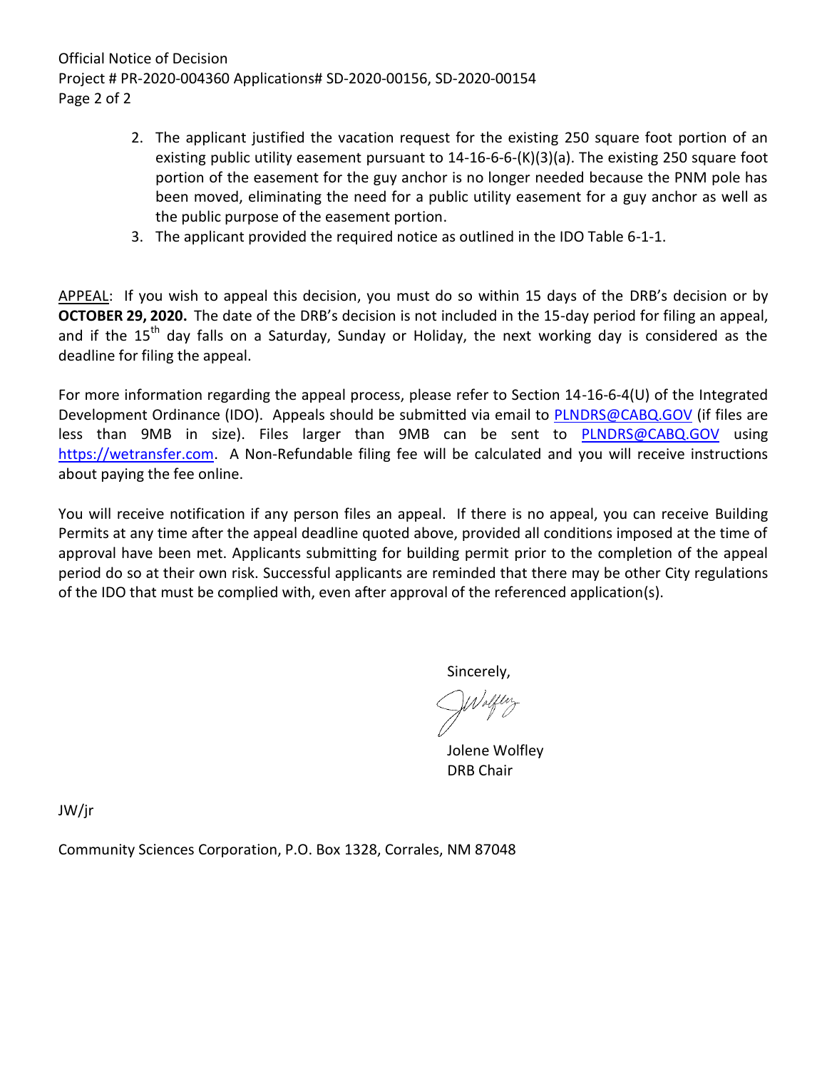2. The applicant justified the vacation request for the existing 250 square foot portion of an existing public utility easement pursuant to 14-16-6-6-(K)(3)(a). The existing 250 square foot portion of the easement for the guy anchor is no longer needed because the PNM pole has been moved, eliminating the need for a public utility easement for a guy anchor as well as the public purpose of the easement portion.
3. The applicant provided the required notice as outlined in the IDO Table 6-1-1.

APPEAL: If you wish to appeal this decision, you must do so within 15 days of the DRB's decision or by **OCTOBER 29, 2020.** The date of the DRB's decision is not included in the 15-day period for filing an appeal, and if the 15th day falls on a Saturday, Sunday or Holiday, the next working day is considered as the deadline for filing the appeal.

For more information regarding the appeal process, please refer to Section 14-16-6-4(U) of the Integrated Development Ordinance (IDO). Appeals should be submitted via email to PLNDRS@CABQ.GOV (if files are less than 9MB in size). Files larger than 9MB can be sent to PLNDRS@CABQ.GOV using https://wetransfer.com. A Non-Refundable filing fee will be calculated and you will receive instructions about paying the fee online.

You will receive notification if any person files an appeal. If there is no appeal, you can receive Building Permits at any time after the appeal deadline quoted above, provided all conditions imposed at the time of approval have been met. Applicants submitting for building permit prior to the completion of the appeal period do so at their own risk. Successful applicants are reminded that there may be other City regulations of the IDO that must be complied with, even after approval of the referenced application(s).

Sincerely,

Jolene Wolfley
DRB Chair

JW/jr

Community Sciences Corporation, P.O. Box 1328, Corrales, NM 87048